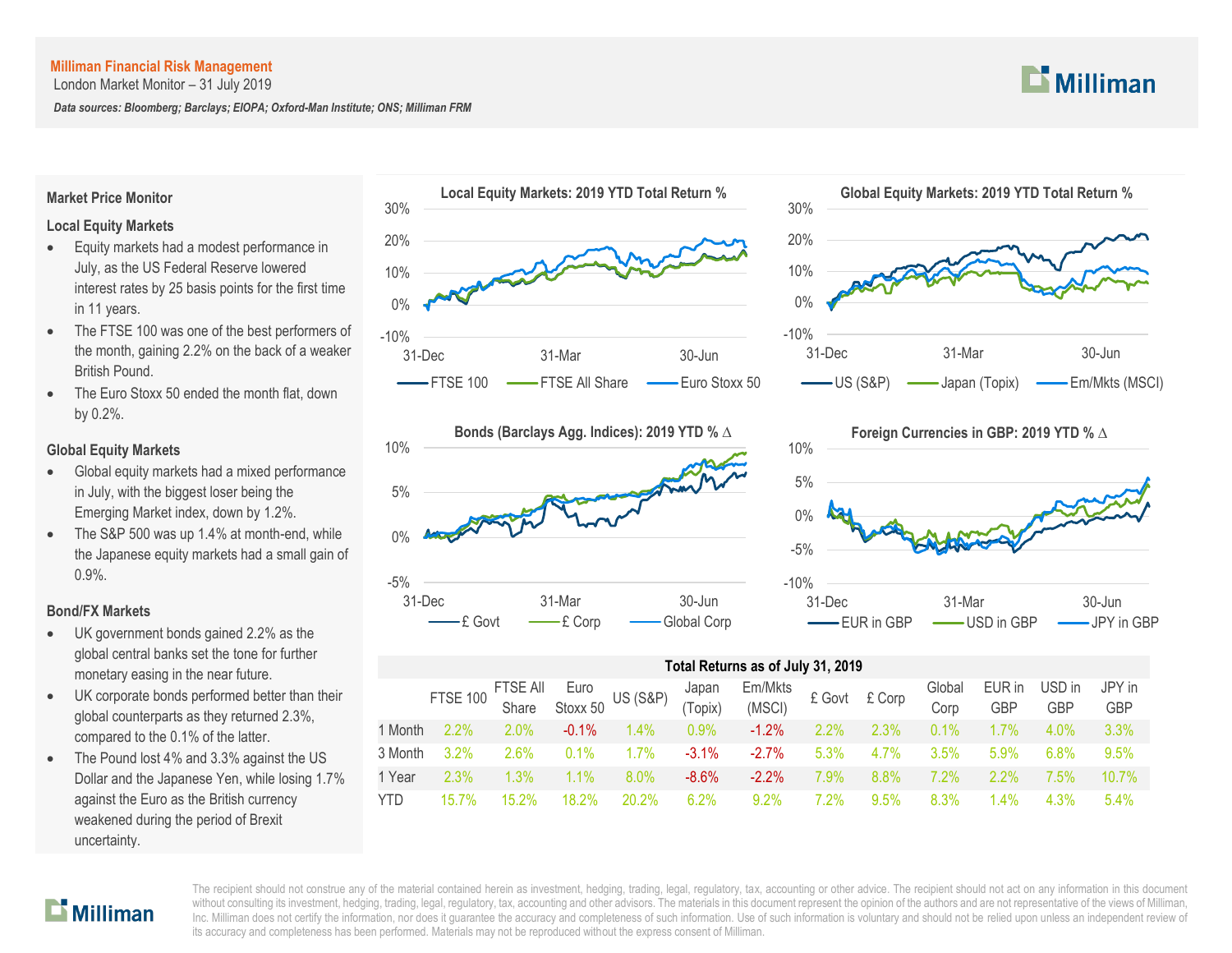**Milliman Financial Risk Management**

London Market Monitor – 31 July 2019

***Data sources: Bloomberg; Barclays; EIOPA; Oxford-Man Institute; ONS; Milliman FRM***

## Market Price Monitor

### Local Equity Markets

- Equity markets had a modest performance in July, as the US Federal Reserve lowered interest rates by 25 basis points for the first time in 11 years.
- The FTSE 100 was one of the best performers of the month, gaining 2.2% on the back of a weaker British Pound.
- The Euro Stoxx 50 ended the month flat, down by 0.2%.

### Global Equity Markets

- Global equity markets had a mixed performance in July, with the biggest loser being the Emerging Market index, down by 1.2%.
- The S&P 500 was up 1.4% at month-end, while the Japanese equity markets had a small gain of 0.9%.

### Bond/FX Markets

- UK government bonds gained 2.2% as the global central banks set the tone for further monetary easing in the near future.
- UK corporate bonds performed better than their global counterparts as they returned 2.3%, compared to the 0.1% of the latter.
- The Pound lost 4% and 3.3% against the US Dollar and the Japanese Yen, while losing 1.7% against the Euro as the British currency weakened during the period of Brexit uncertainty.

**Local Equity Markets: 2019 YTD Total Return %**

FTSE 100 | FTSE All Share | Euro Stoxx 50

**Global Equity Markets: 2019 YTD Total Return %**

US (S&P) | Japan (Topix) | Em/Mkts (MSCI)

**Bonds (Barclays Agg. Indices): 2019 YTD % Δ**

£ Govt | £ Corp | Global Corp

**Foreign Currencies in GBP: 2019 YTD % Δ**

EUR in GBP | USD in GBP | JPY in GBP

**Total Returns as of July 31, 2019**

| | FTSE 100 | FTSE All Share | Euro Stoxx 50 | US (S&P) | Japan (Topix) | Em/Mkts (MSCI) | £ Govt | £ Corp | Global Corp | EUR in GBP | USD in GBP | JPY in GBP |
|---|---|---|---|---|---|---|---|---|---|---|---|---|
| 1 Month | 2.2% | 2.0% | -0.1% | 1.4% | 0.9% | -1.2% | 2.2% | 2.3% | 0.1% | 1.7% | 4.0% | 3.3% |
| 3 Month | 3.2% | 2.6% | 0.1% | 1.7% | -3.1% | -2.7% | 5.3% | 4.7% | 3.5% | 5.9% | 6.8% | 9.5% |
| 1 Year | 2.3% | 1.3% | 1.1% | 8.0% | -8.6% | -2.2% | 7.9% | 8.8% | 7.2% | 2.2% | 7.5% | 10.7% |
| YTD | 15.7% | 15.2% | 18.2% | 20.2% | 6.2% | 9.2% | 7.2% | 9.5% | 8.3% | 1.4% | 4.3% | 5.4% |

The recipient should not construe any of the material contained herein as investment, hedging, trading, legal, regulatory, tax, accounting or other advice. The recipient should not act on any information in this document without consulting its investment, hedging, trading, legal, regulatory, tax, accounting and other advisors. The materials in this document represent the opinion of the authors and are not representative of the views of Milliman, Inc. Milliman does not certify the information, nor does it guarantee the accuracy and completeness of such information. Use of such information is voluntary and should not be relied upon unless an independent review of its accuracy and completeness has been performed. Materials may not be reproduced without the express consent of Milliman.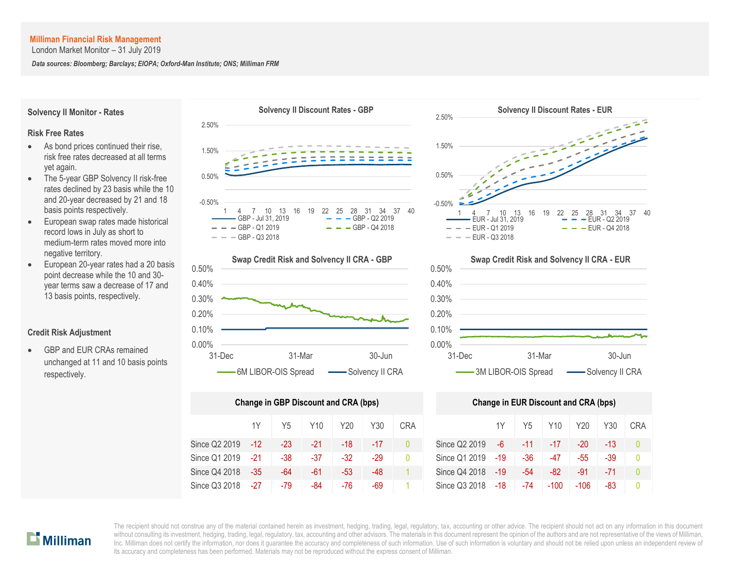**Milliman Financial Risk Management**
London Market Monitor – 31 July 2019

*Data sources: Bloomberg; Barclays; EIOPA; Oxford-Man Institute; ONS; Milliman FRM*

## Solvency II Monitor - Rates

### Risk Free Rates

- As bond prices continued their rise, risk free rates decreased at all terms yet again.
- The 5-year GBP Solvency II risk-free rates declined by 23 basis while the 10 and 20-year decreased by 21 and 18 basis points respectively.
- European swap rates made historical record lows in July as short to medium-term rates moved more into negative territory.
- European 20-year rates had a 20 basis point decrease while the 10 and 30-year terms saw a decrease of 17 and 13 basis points, respectively.

### Credit Risk Adjustment

- GBP and EUR CRAs remained unchanged at 11 and 10 basis points respectively.

**Solvency II Discount Rates - GBP**

**Solvency II Discount Rates - EUR**

**Swap Credit Risk and Solvency II CRA - GBP**

**Swap Credit Risk and Solvency II CRA - EUR**

**Change in GBP Discount and CRA (bps)**

| | 1Y | Y5 | Y10 | Y20 | Y30 | CRA |
|---|---|---|---|---|---|---|
| Since Q2 2019 | -12 | -23 | -21 | -18 | -17 | 0 |
| Since Q1 2019 | -21 | -38 | -37 | -32 | -29 | 0 |
| Since Q4 2018 | -35 | -64 | -61 | -53 | -48 | 1 |
| Since Q3 2018 | -27 | -79 | -84 | -76 | -69 | 1 |

**Change in EUR Discount and CRA (bps)**

| | 1Y | Y5 | Y10 | Y20 | Y30 | CRA |
|---|---|---|---|---|---|---|
| Since Q2 2019 | -6 | -11 | -17 | -20 | -13 | 0 |
| Since Q1 2019 | -19 | -36 | -47 | -55 | -39 | 0 |
| Since Q4 2018 | -19 | -54 | -82 | -91 | -71 | 0 |
| Since Q3 2018 | -18 | -74 | -100 | -106 | -83 | 0 |

The recipient should not construe any of the material contained herein as investment, hedging, trading, legal, regulatory, tax, accounting or other advice. The recipient should not act on any information in this document without consulting its investment, hedging, trading, legal, regulatory, tax, accounting and other advisors. The materials in this document represent the opinion of the authors and are not representative of the views of Milliman, Inc. Milliman does not certify the information, nor does it guarantee the accuracy and completeness of such information. Use of such information is voluntary and should not be relied upon unless an independent review of its accuracy and completeness has been performed. Materials may not be reproduced without the express consent of Milliman.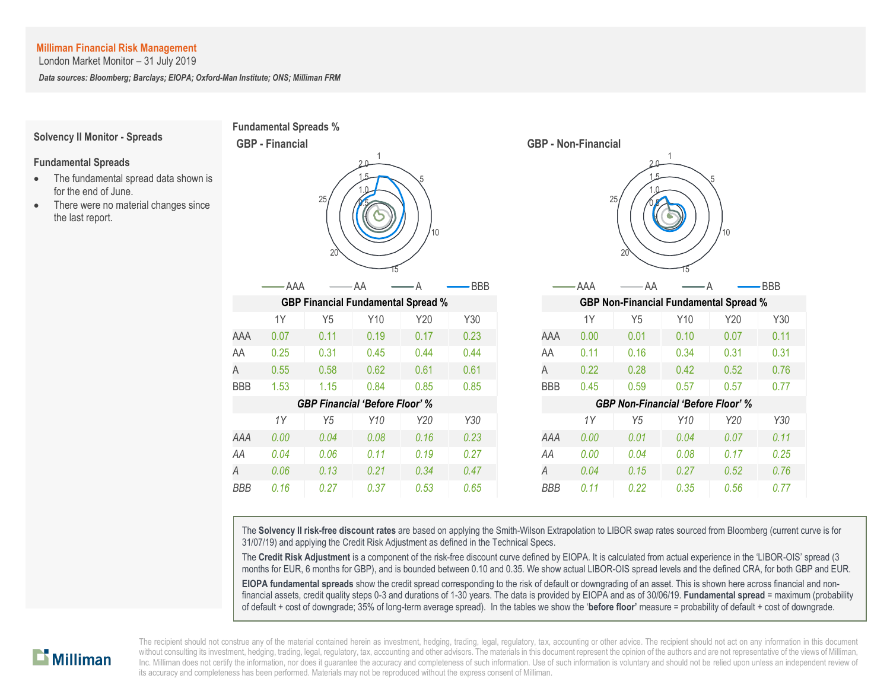**Milliman Financial Risk Management**
London Market Monitor – 31 July 2019

***Data sources: Bloomberg; Barclays; EIOPA; Oxford-Man Institute; ONS; Milliman FRM***

## Solvency II Monitor - Spreads

### Fundamental Spreads

- The fundamental spread data shown is for the end of June.
- There were no material changes since the last report.

## Fundamental Spreads %

### GBP - Financial

| GBP Financial Fundamental Spread % | 1Y | Y5 | Y10 | Y20 | Y30 |
|---|---|---|---|---|---|
| AAA | 0.07 | 0.11 | 0.19 | 0.17 | 0.23 |
| AA | 0.25 | 0.31 | 0.45 | 0.44 | 0.44 |
| A | 0.55 | 0.58 | 0.62 | 0.61 | 0.61 |
| BBB | 1.53 | 1.15 | 0.84 | 0.85 | 0.85 |

| *GBP Financial 'Before Floor' %* | *1Y* | *Y5* | *Y10* | *Y20* | *Y30* |
|---|---|---|---|---|---|
| *AAA* | *0.00* | *0.04* | *0.08* | *0.16* | *0.23* |
| *AA* | *0.04* | *0.06* | *0.11* | *0.19* | *0.27* |
| *A* | *0.06* | *0.13* | *0.21* | *0.34* | *0.47* |
| *BBB* | *0.16* | *0.27* | *0.37* | *0.53* | *0.65* |

### GBP - Non-Financial

| GBP Non-Financial Fundamental Spread % | 1Y | Y5 | Y10 | Y20 | Y30 |
|---|---|---|---|---|---|
| AAA | 0.00 | 0.01 | 0.10 | 0.07 | 0.11 |
| AA | 0.11 | 0.16 | 0.34 | 0.31 | 0.31 |
| A | 0.22 | 0.28 | 0.42 | 0.52 | 0.76 |
| BBB | 0.45 | 0.59 | 0.57 | 0.57 | 0.77 |

| *GBP Non-Financial 'Before Floor' %* | *1Y* | *Y5* | *Y10* | *Y20* | *Y30* |
|---|---|---|---|---|---|
| *AAA* | *0.00* | *0.01* | *0.04* | *0.07* | *0.11* |
| *AA* | *0.00* | *0.04* | *0.08* | *0.17* | *0.25* |
| *A* | *0.04* | *0.15* | *0.27* | *0.52* | *0.76* |
| *BBB* | *0.11* | *0.22* | *0.35* | *0.56* | *0.77* |

The **Solvency II risk-free discount rates** are based on applying the Smith-Wilson Extrapolation to LIBOR swap rates sourced from Bloomberg (current curve is for 31/07/19) and applying the Credit Risk Adjustment as defined in the Technical Specs.

The **Credit Risk Adjustment** is a component of the risk-free discount curve defined by EIOPA. It is calculated from actual experience in the 'LIBOR-OIS' spread (3 months for EUR, 6 months for GBP), and is bounded between 0.10 and 0.35. We show actual LIBOR-OIS spread levels and the defined CRA, for both GBP and EUR.

**EIOPA fundamental spreads** show the credit spread corresponding to the risk of default or downgrading of an asset. This is shown here across financial and non-financial assets, credit quality steps 0-3 and durations of 1-30 years. The data is provided by EIOPA and as of 30/06/19. **Fundamental spread** = maximum (probability of default + cost of downgrade; 35% of long-term average spread). In the tables we show the '**before floor**' measure = probability of default + cost of downgrade.

The recipient should not construe any of the material contained herein as investment, hedging, trading, legal, regulatory, tax, accounting or other advice. The recipient should not act on any information in this document without consulting its investment, hedging, trading, legal, regulatory, tax, accounting and other advisors. The materials in this document represent the opinion of the authors and are not representative of the views of Milliman, Inc. Milliman does not certify the information, nor does it guarantee the accuracy and completeness of such information. Use of such information is voluntary and should not be relied upon unless an independent review of its accuracy and completeness has been performed. Materials may not be reproduced without the express consent of Milliman.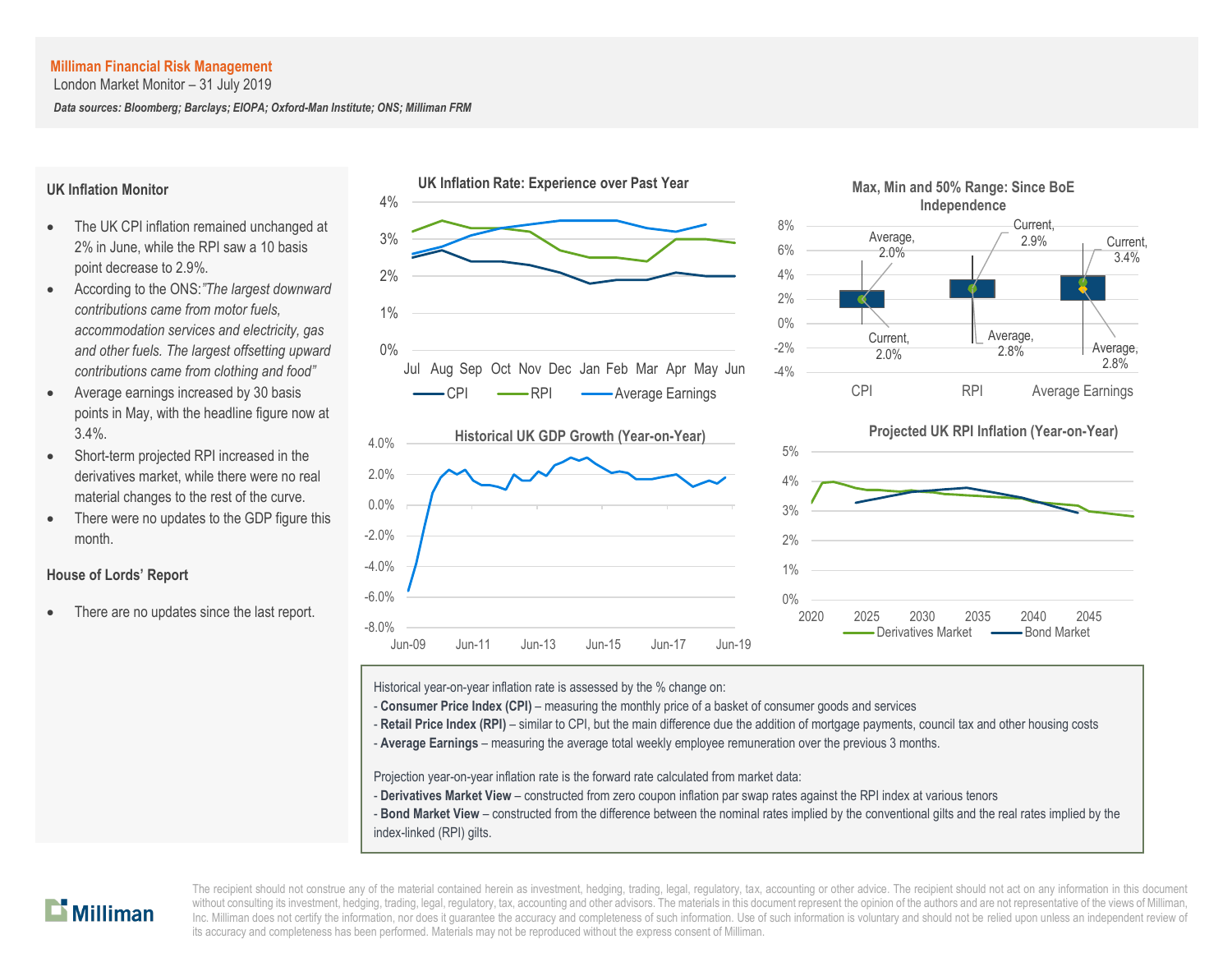**Milliman Financial Risk Management**

London Market Monitor – 31 July 2019

***Data sources: Bloomberg; Barclays; EIOPA; Oxford-Man Institute; ONS; Milliman FRM***

### UK Inflation Monitor

- The UK CPI inflation remained unchanged at 2% in June, while the RPI saw a 10 basis point decrease to 2.9%.
- According to the ONS:*"The largest downward contributions came from motor fuels, accommodation services and electricity, gas and other fuels. The largest offsetting upward contributions came from clothing and food"*
- Average earnings increased by 30 basis points in May, with the headline figure now at 3.4%.
- Short-term projected RPI increased in the derivatives market, while there were no real material changes to the rest of the curve.
- There were no updates to the GDP figure this month.

### House of Lords' Report

- There are no updates since the last report.

**UK Inflation Rate: Experience over Past Year**

**Max, Min and 50% Range: Since BoE Independence**

| | Average | Current |
|---|---|---|
| CPI | 2.0% | 2.0% |
| RPI | 2.8% | 2.9% |
| Average Earnings | 2.8% | 3.4% |

**Historical UK GDP Growth (Year-on-Year)**

**Projected UK RPI Inflation (Year-on-Year)**

Historical year-on-year inflation rate is assessed by the % change on:
- **Consumer Price Index (CPI)** – measuring the monthly price of a basket of consumer goods and services
- **Retail Price Index (RPI)** – similar to CPI, but the main difference due the addition of mortgage payments, council tax and other housing costs
- **Average Earnings** – measuring the average total weekly employee remuneration over the previous 3 months.

Projection year-on-year inflation rate is the forward rate calculated from market data:
- **Derivatives Market View** – constructed from zero coupon inflation par swap rates against the RPI index at various tenors
- **Bond Market View** – constructed from the difference between the nominal rates implied by the conventional gilts and the real rates implied by the index-linked (RPI) gilts.

The recipient should not construe any of the material contained herein as investment, hedging, trading, legal, regulatory, tax, accounting or other advice. The recipient should not act on any information in this document without consulting its investment, hedging, trading, legal, regulatory, tax, accounting and other advisors. The materials in this document represent the opinion of the authors and are not representative of the views of Milliman, Inc. Milliman does not certify the information, nor does it guarantee the accuracy and completeness of such information. Use of such information is voluntary and should not be relied upon unless an independent review of its accuracy and completeness has been performed. Materials may not be reproduced without the express consent of Milliman.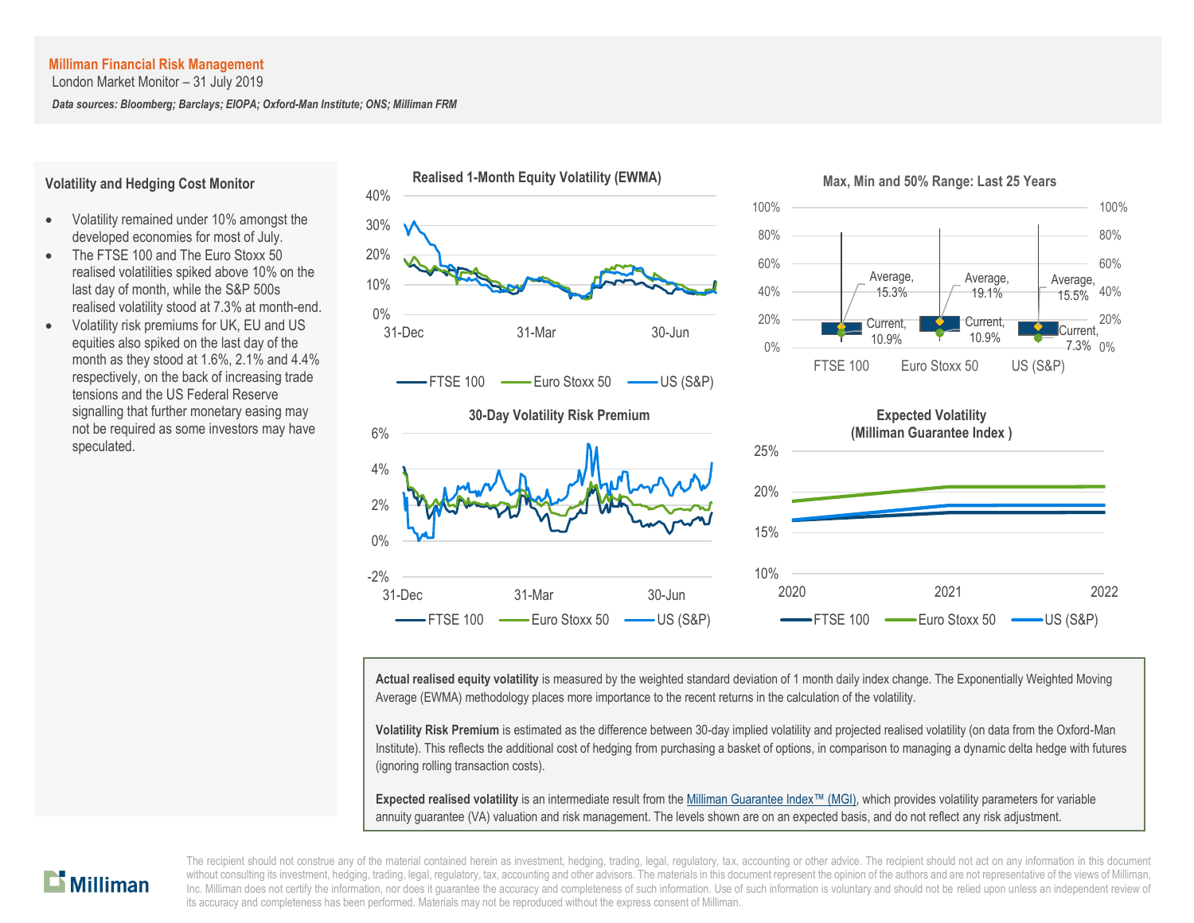**Milliman Financial Risk Management**

London Market Monitor – 31 July 2019

*Data sources: Bloomberg; Barclays; EIOPA; Oxford-Man Institute; ONS; Milliman FRM*

### Volatility and Hedging Cost Monitor

- Volatility remained under 10% amongst the developed economies for most of July.
- The FTSE 100 and The Euro Stoxx 50 realised volatilities spiked above 10% on the last day of month, while the S&P 500s realised volatility stood at 7.3% at month-end.
- Volatility risk premiums for UK, EU and US equities also spiked on the last day of the month as they stood at 1.6%, 2.1% and 4.4% respectively, on the back of increasing trade tensions and the US Federal Reserve signalling that further monetary easing may not be required as some investors may have speculated.

**Realised 1-Month Equity Volatility (EWMA)**

**Max, Min and 50% Range: Last 25 Years**

| | Average | Current |
|---|---|---|
| FTSE 100 | 15.3% | 10.9% |
| Euro Stoxx 50 | 19.1% | 10.9% |
| US (S&P) | 15.5% | 7.3% |

**30-Day Volatility Risk Premium**

**Expected Volatility (Milliman Guarantee Index )**

**Actual realised equity volatility** is measured by the weighted standard deviation of 1 month daily index change. The Exponentially Weighted Moving Average (EWMA) methodology places more importance to the recent returns in the calculation of the volatility.

**Volatility Risk Premium** is estimated as the difference between 30-day implied volatility and projected realised volatility (on data from the Oxford-Man Institute). This reflects the additional cost of hedging from purchasing a basket of options, in comparison to managing a dynamic delta hedge with futures (ignoring rolling transaction costs).

**Expected realised volatility** is an intermediate result from the Milliman Guarantee Index™ (MGI), which provides volatility parameters for variable annuity guarantee (VA) valuation and risk management. The levels shown are on an expected basis, and do not reflect any risk adjustment.

The recipient should not construe any of the material contained herein as investment, hedging, trading, legal, regulatory, tax, accounting or other advice. The recipient should not act on any information in this document without consulting its investment, hedging, trading, legal, regulatory, tax, accounting and other advisors. The materials in this document represent the opinion of the authors and are not representative of the views of Milliman, Inc. Milliman does not certify the information, nor does it guarantee the accuracy and completeness of such information. Use of such information is voluntary and should not be relied upon unless an independent review of its accuracy and completeness has been performed. Materials may not be reproduced without the express consent of Milliman.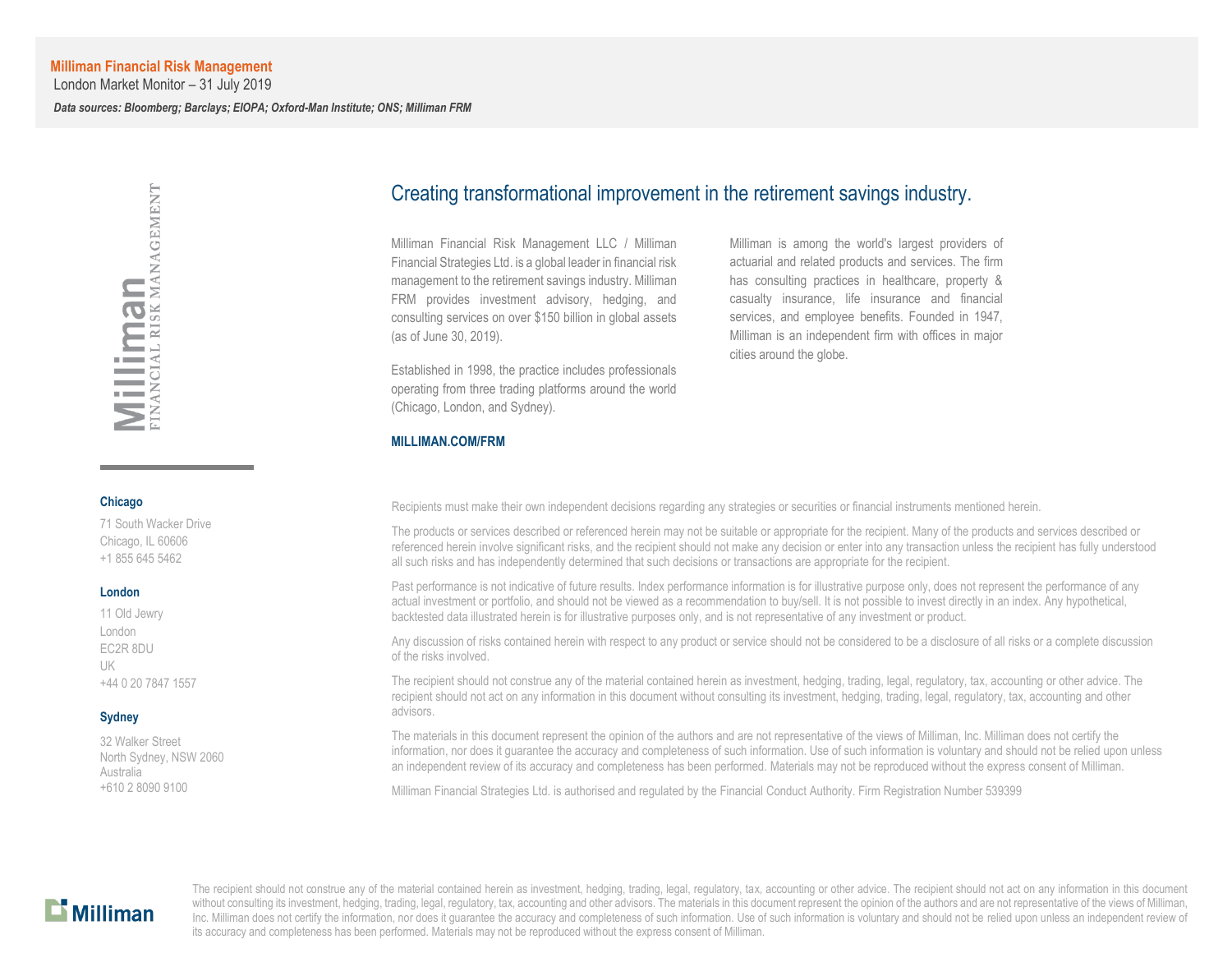Milliman Financial Risk Management

London Market Monitor – 31 July 2019

*Data sources: Bloomberg; Barclays; EIOPA; Oxford-Man Institute; ONS; Milliman FRM*

## Creating transformational improvement in the retirement savings industry.

Milliman Financial Risk Management LLC / Milliman Financial Strategies Ltd. is a global leader in financial risk management to the retirement savings industry. Milliman FRM provides investment advisory, hedging, and consulting services on over $150 billion in global assets (as of June 30, 2019).

Established in 1998, the practice includes professionals operating from three trading platforms around the world (Chicago, London, and Sydney).

Milliman is among the world's largest providers of actuarial and related products and services. The firm has consulting practices in healthcare, property & casualty insurance, life insurance and financial services, and employee benefits. Founded in 1947, Milliman is an independent firm with offices in major cities around the globe.

**MILLIMAN.COM/FRM**

**Chicago**

71 South Wacker Drive
Chicago, IL 60606
+1 855 645 5462

**London**

11 Old Jewry
London
EC2R 8DU
UK
+44 0 20 7847 1557

**Sydney**

32 Walker Street
North Sydney, NSW 2060
Australia
+610 2 8090 9100

Recipients must make their own independent decisions regarding any strategies or securities or financial instruments mentioned herein.

The products or services described or referenced herein may not be suitable or appropriate for the recipient. Many of the products and services described or referenced herein involve significant risks, and the recipient should not make any decision or enter into any transaction unless the recipient has fully understood all such risks and has independently determined that such decisions or transactions are appropriate for the recipient.

Past performance is not indicative of future results. Index performance information is for illustrative purpose only, does not represent the performance of any actual investment or portfolio, and should not be viewed as a recommendation to buy/sell. It is not possible to invest directly in an index. Any hypothetical, backtested data illustrated herein is for illustrative purposes only, and is not representative of any investment or product.

Any discussion of risks contained herein with respect to any product or service should not be considered to be a disclosure of all risks or a complete discussion of the risks involved.

The recipient should not construe any of the material contained herein as investment, hedging, trading, legal, regulatory, tax, accounting or other advice. The recipient should not act on any information in this document without consulting its investment, hedging, trading, legal, regulatory, tax, accounting and other advisors.

The materials in this document represent the opinion of the authors and are not representative of the views of Milliman, Inc. Milliman does not certify the information, nor does it guarantee the accuracy and completeness of such information. Use of such information is voluntary and should not be relied upon unless an independent review of its accuracy and completeness has been performed. Materials may not be reproduced without the express consent of Milliman.

Milliman Financial Strategies Ltd. is authorised and regulated by the Financial Conduct Authority. Firm Registration Number 539399

The recipient should not construe any of the material contained herein as investment, hedging, trading, legal, regulatory, tax, accounting or other advice. The recipient should not act on any information in this document without consulting its investment, hedging, trading, legal, regulatory, tax, accounting and other advisors. The materials in this document represent the opinion of the authors and are not representative of the views of Milliman, Inc. Milliman does not certify the information, nor does it guarantee the accuracy and completeness of such information. Use of such information is voluntary and should not be relied upon unless an independent review of its accuracy and completeness has been performed. Materials may not be reproduced without the express consent of Milliman.